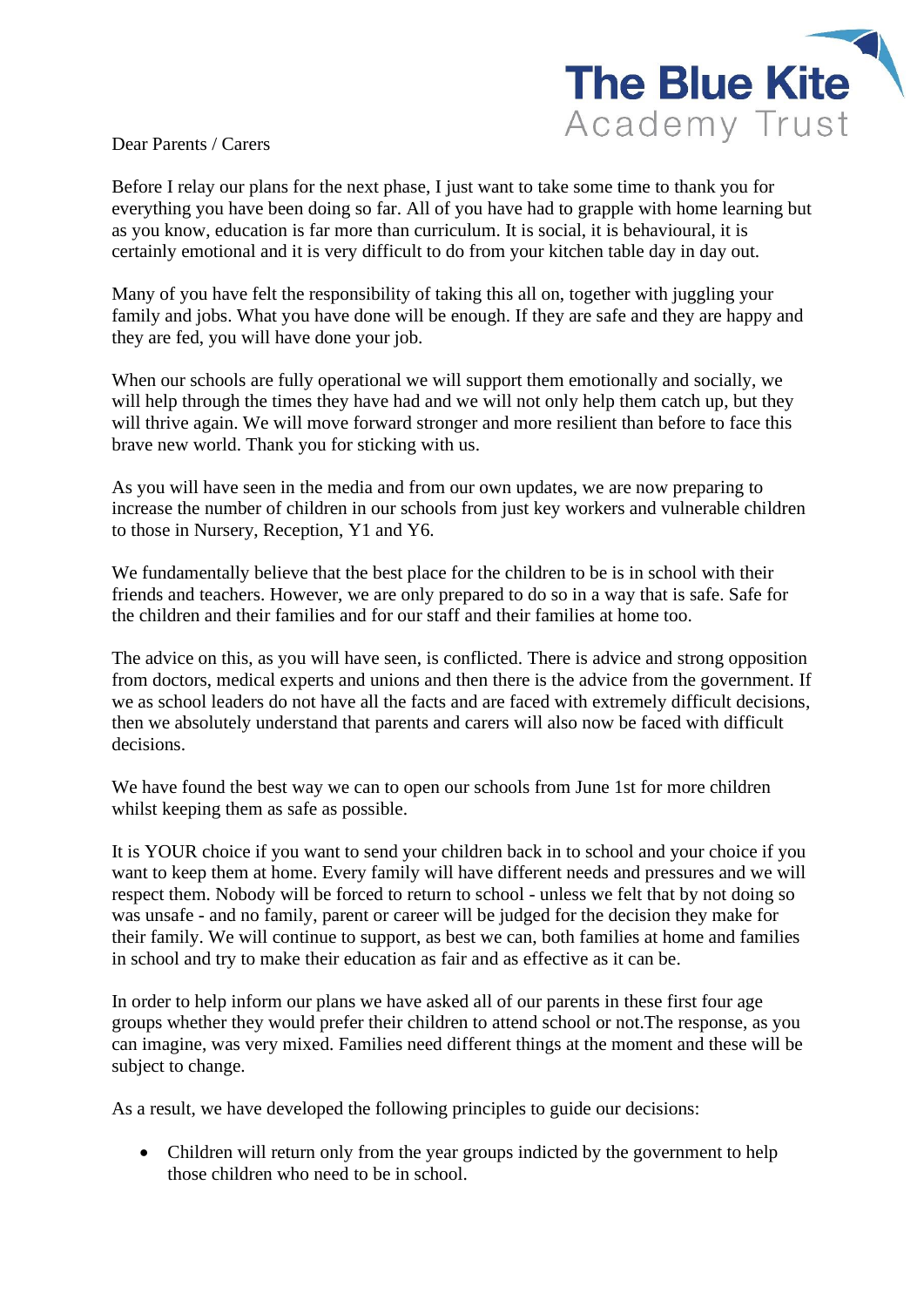The Blue Kite
Academy Trust

Dear Parents / Carers

Before I relay our plans for the next phase, I just want to take some time to thank you for everything you have been doing so far. All of you have had to grapple with home learning but as you know, education is far more than curriculum. It is social, it is behavioural, it is certainly emotional and it is very difficult to do from your kitchen table day in day out.

Many of you have felt the responsibility of taking this all on, together with juggling your family and jobs. What you have done will be enough. If they are safe and they are happy and they are fed, you will have done your job.

When our schools are fully operational we will support them emotionally and socially, we will help through the times they have had and we will not only help them catch up, but they will thrive again. We will move forward stronger and more resilient than before to face this brave new world. Thank you for sticking with us.

As you will have seen in the media and from our own updates, we are now preparing to increase the number of children in our schools from just key workers and vulnerable children to those in Nursery, Reception, Y1 and Y6.

We fundamentally believe that the best place for the children to be is in school with their friends and teachers. However, we are only prepared to do so in a way that is safe. Safe for the children and their families and for our staff and their families at home too.

The advice on this, as you will have seen, is conflicted. There is advice and strong opposition from doctors, medical experts and unions and then there is the advice from the government. If we as school leaders do not have all the facts and are faced with extremely difficult decisions, then we absolutely understand that parents and carers will also now be faced with difficult decisions.

We have found the best way we can to open our schools from June 1st for more children whilst keeping them as safe as possible.

It is YOUR choice if you want to send your children back in to school and your choice if you want to keep them at home. Every family will have different needs and pressures and we will respect them. Nobody will be forced to return to school - unless we felt that by not doing so was unsafe - and no family, parent or career will be judged for the decision they make for their family. We will continue to support, as best we can, both families at home and families in school and try to make their education as fair and as effective as it can be.

In order to help inform our plans we have asked all of our parents in these first four age groups whether they would prefer their children to attend school or not.The response, as you can imagine, was very mixed. Families need different things at the moment and these will be subject to change.

As a result, we have developed the following principles to guide our decisions:

- Children will return only from the year groups indicted by the government to help those children who need to be in school.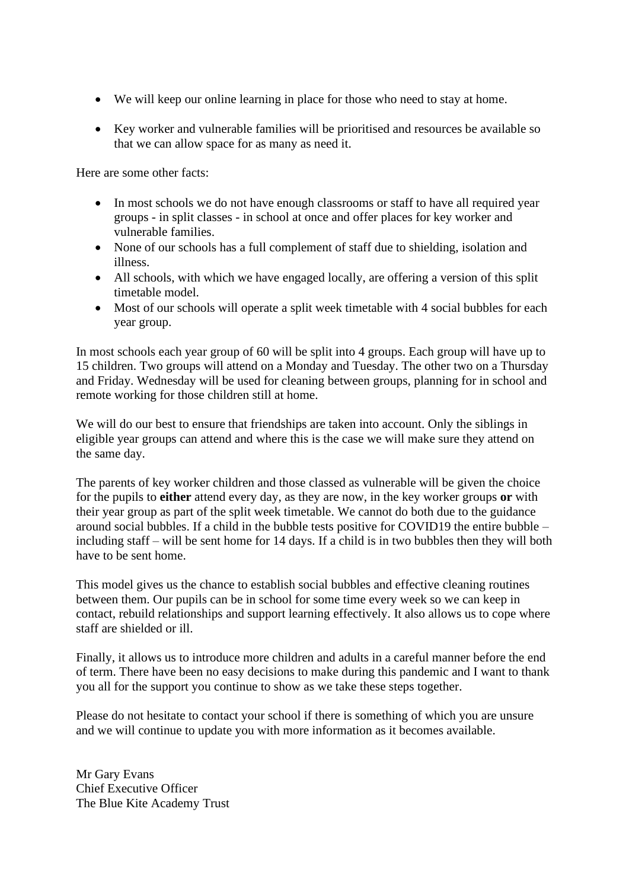- We will keep our online learning in place for those who need to stay at home.

- Key worker and vulnerable families will be prioritised and resources be available so that we can allow space for as many as need it.

Here are some other facts:

- In most schools we do not have enough classrooms or staff to have all required year groups - in split classes - in school at once and offer places for key worker and vulnerable families.
- None of our schools has a full complement of staff due to shielding, isolation and illness.
- All schools, with which we have engaged locally, are offering a version of this split timetable model.
- Most of our schools will operate a split week timetable with 4 social bubbles for each year group.

In most schools each year group of 60 will be split into 4 groups. Each group will have up to 15 children. Two groups will attend on a Monday and Tuesday. The other two on a Thursday and Friday. Wednesday will be used for cleaning between groups, planning for in school and remote working for those children still at home.

We will do our best to ensure that friendships are taken into account. Only the siblings in eligible year groups can attend and where this is the case we will make sure they attend on the same day.

The parents of key worker children and those classed as vulnerable will be given the choice for the pupils to **either** attend every day, as they are now, in the key worker groups **or** with their year group as part of the split week timetable. We cannot do both due to the guidance around social bubbles. If a child in the bubble tests positive for COVID19 the entire bubble – including staff – will be sent home for 14 days. If a child is in two bubbles then they will both have to be sent home.

This model gives us the chance to establish social bubbles and effective cleaning routines between them. Our pupils can be in school for some time every week so we can keep in contact, rebuild relationships and support learning effectively. It also allows us to cope where staff are shielded or ill.

Finally, it allows us to introduce more children and adults in a careful manner before the end of term. There have been no easy decisions to make during this pandemic and I want to thank you all for the support you continue to show as we take these steps together.

Please do not hesitate to contact your school if there is something of which you are unsure and we will continue to update you with more information as it becomes available.

Mr Gary Evans
Chief Executive Officer
The Blue Kite Academy Trust